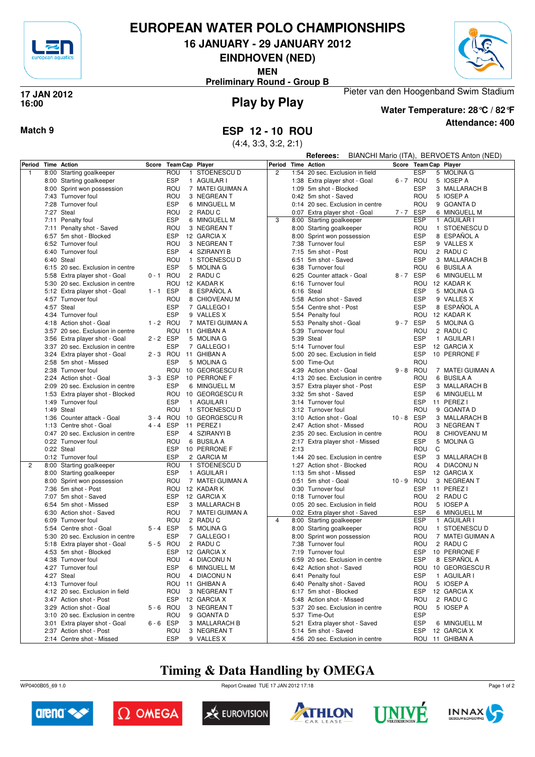# EUROPEAN WATER POLO CHAMPIONSHIPS

## 16 JANUARY - 29 JANUARY 2012

## EINDHOVEN (NED)

**MEN**

**Preliminary Round - Group B**

**17 JAN 2012**
**16:00**

## Play by Play

Pieter van den Hoogenband Swim Stadium

**Water Temperature: 28°C / 82°F**

**Attendance: 400**

**Match 9**

## ESP 12 - 10 ROU

(4:4, 3:3, 3:2, 2:1)

**Referees:** BIANCHI Mario (ITA), BERVOETS Anton (NED)

| Period | Time | Action | Score | Team | Cap | Player |
|---|---|---|---|---|---|---|
| 1 | 8:00 | Starting goalkeeper | | ROU | 1 | STOENESCU D |
| | 8:00 | Starting goalkeeper | | ESP | 1 | AGUILAR I |
| | 8:00 | Sprint won possession | | ROU | 7 | MATEI GUIMAN A |
| | 7:43 | Turnover foul | | ROU | 3 | NEGREAN T |
| | 7:28 | Turnover foul | | ESP | 6 | MINGUELL M |
| | 7:27 | Steal | | ROU | 2 | RADU C |
| | 7:11 | Penalty foul | | ESP | 6 | MINGUELL M |
| | 7:11 | Penalty shot - Saved | | ROU | 3 | NEGREAN T |
| | 6:57 | 5m shot - Blocked | | ESP | 12 | GARCIA X |
| | 6:52 | Turnover foul | | ROU | 3 | NEGREAN T |
| | 6:40 | Turnover foul | | ESP | 4 | SZIRANYI B |
| | 6:40 | Steal | | ROU | 1 | STOENESCU D |
| | 6:15 | 20 sec. Exclusion in centre | | ESP | 5 | MOLINA G |
| | 5:58 | Extra player shot - Goal | 0 - 1 | ROU | 2 | RADU C |
| | 5:30 | 20 sec. Exclusion in centre | | ROU | 12 | KADAR K |
| | 5:12 | Extra player shot - Goal | 1 - 1 | ESP | 8 | ESPAÑOL A |
| | 4:57 | Turnover foul | | ROU | 8 | CHIOVEANU M |
| | 4:57 | Steal | | ESP | 7 | GALLEGO I |
| | 4:34 | Turnover foul | | ESP | 9 | VALLES X |
| | 4:18 | Action shot - Goal | 1 - 2 | ROU | 7 | MATEI GUIMAN A |
| | 3:57 | 20 sec. Exclusion in centre | | ROU | 11 | GHIBAN A |
| | 3:56 | Extra player shot - Goal | 2 - 2 | ESP | 5 | MOLINA G |
| | 3:37 | 20 sec. Exclusion in centre | | ESP | 7 | GALLEGO I |
| | 3:24 | Extra player shot - Goal | 2 - 3 | ROU | 11 | GHIBAN A |
| | 2:58 | 5m shot - Missed | | ESP | 5 | MOLINA G |
| | 2:38 | Turnover foul | | ROU | 10 | GEORGESCU R |
| | 2:24 | Action shot - Goal | 3 - 3 | ESP | 10 | PERRONE F |
| | 2:09 | 20 sec. Exclusion in centre | | ESP | 6 | MINGUELL M |
| | 1:53 | Extra player shot - Blocked | | ROU | 10 | GEORGESCU R |
| | 1:49 | Turnover foul | | ESP | 1 | AGUILAR I |
| | 1:49 | Steal | | ROU | 1 | STOENESCU D |
| | 1:36 | Counter attack - Goal | 3 - 4 | ROU | 10 | GEORGESCU R |
| | 1:13 | Centre shot - Goal | 4 - 4 | ESP | 11 | PEREZ I |
| | 0:47 | 20 sec. Exclusion in centre | | ESP | 4 | SZIRANYI B |
| | 0:22 | Turnover foul | | ROU | 6 | BUSILA A |
| | 0:22 | Steal | | ESP | 10 | PERRONE F |
| | 0:12 | Turnover foul | | ESP | 2 | GARCIA M |
| 2 | 8:00 | Starting goalkeeper | | ROU | 1 | STOENESCU D |
| | 8:00 | Starting goalkeeper | | ESP | 1 | AGUILAR I |
| | 8:00 | Sprint won possession | | ROU | 7 | MATEI GUIMAN A |
| | 7:36 | 5m shot - Post | | ROU | 12 | KADAR K |
| | 7:07 | 5m shot - Saved | | ESP | 12 | GARCIA X |
| | 6:54 | 5m shot - Missed | | ESP | 3 | MALLARACH B |
| | 6:30 | Action shot - Saved | | ROU | 7 | MATEI GUIMAN A |
| | 6:09 | Turnover foul | | ROU | 2 | RADU C |
| | 5:54 | Centre shot - Goal | 5 - 4 | ESP | 5 | MOLINA G |
| | 5:30 | 20 sec. Exclusion in centre | | ESP | 7 | GALLEGO I |
| | 5:18 | Extra player shot - Goal | 5 - 5 | ROU | 2 | RADU C |
| | 4:53 | 5m shot - Blocked | | ESP | 12 | GARCIA X |
| | 4:38 | Turnover foul | | ROU | 4 | DIACONU N |
| | 4:27 | Turnover foul | | ESP | 6 | MINGUELL M |
| | 4:27 | Steal | | ROU | 4 | DIACONU N |
| | 4:13 | Turnover foul | | ROU | 11 | GHIBAN A |
| | 4:12 | 20 sec. Exclusion in field | | ROU | 3 | NEGREAN T |
| | 3:47 | Action shot - Post | | ESP | 12 | GARCIA X |
| | 3:29 | Action shot - Goal | 5 - 6 | ROU | 3 | NEGREAN T |
| | 3:10 | 20 sec. Exclusion in centre | | ROU | 9 | GOANTA D |
| | 3:01 | Extra player shot - Goal | 6 - 6 | ESP | 3 | MALLARACH B |
| | 2:37 | Action shot - Post | | ROU | 3 | NEGREAN T |
| | 2:14 | Centre shot - Missed | | ESP | 9 | VALLES X |
| 2 | 1:54 | 20 sec. Exclusion in field | | ESP | 5 | MOLINA G |
| | 1:38 | Extra player shot - Goal | 6 - 7 | ROU | 5 | IOSEP A |
| | 1:09 | 5m shot - Blocked | | ESP | 3 | MALLARACH B |
| | 0:42 | 5m shot - Saved | | ROU | 5 | IOSEP A |
| | 0:14 | 20 sec. Exclusion in centre | | ROU | 9 | GOANTA D |
| | 0:07 | Extra player shot - Goal | 7 - 7 | ESP | 6 | MINGUELL M |
| 3 | 8:00 | Starting goalkeeper | | ESP | 1 | AGUILAR I |
| | 8:00 | Starting goalkeeper | | ROU | 1 | STOENESCU D |
| | 8:00 | Sprint won possession | | ESP | 8 | ESPAÑOL A |
| | 7:38 | Turnover foul | | ESP | 9 | VALLES X |
| | 7:15 | 5m shot - Post | | ROU | 2 | RADU C |
| | 6:51 | 5m shot - Saved | | ESP | 3 | MALLARACH B |
| | 6:38 | Turnover foul | | ROU | 6 | BUSILA A |
| | 6:25 | Counter attack - Goal | 8 - 7 | ESP | 6 | MINGUELL M |
| | 6:16 | Turnover foul | | ROU | 12 | KADAR K |
| | 6:16 | Steal | | ESP | 5 | MOLINA G |
| | 5:58 | Action shot - Saved | | ESP | 9 | VALLES X |
| | 5:54 | Centre shot - Post | | ESP | 8 | ESPAÑOL A |
| | 5:54 | Penalty foul | | ROU | 12 | KADAR K |
| | 5:53 | Penalty shot - Goal | 9 - 7 | ESP | 5 | MOLINA G |
| | 5:39 | Turnover foul | | ROU | 2 | RADU C |
| | 5:39 | Steal | | ESP | 1 | AGUILAR I |
| | 5:14 | Turnover foul | | ESP | 12 | GARCIA X |
| | 5:00 | 20 sec. Exclusion in field | | ESP | 10 | PERRONE F |
| | 5:00 | Time-Out | | ROU | | |
| | 4:39 | Action shot - Goal | 9 - 8 | ROU | 7 | MATEI GUIMAN A |
| | 4:13 | 20 sec. Exclusion in centre | | ROU | 6 | BUSILA A |
| | 3:57 | Extra player shot - Post | | ESP | 3 | MALLARACH B |
| | 3:32 | 5m shot - Saved | | ESP | 6 | MINGUELL M |
| | 3:14 | Turnover foul | | ESP | 11 | PEREZ I |
| | 3:12 | Turnover foul | | ROU | 9 | GOANTA D |
| | 3:10 | Action shot - Goal | 10 - 8 | ESP | 3 | MALLARACH B |
| | 2:47 | Action shot - Missed | | ROU | 3 | NEGREAN T |
| | 2:35 | 20 sec. Exclusion in centre | | ROU | 8 | CHIOVEANU M |
| | 2:17 | Extra player shot - Missed | | ESP | 5 | MOLINA G |
| | 2:13 | | | ROU | C | |
| | 1:44 | 20 sec. Exclusion in centre | | ESP | 3 | MALLARACH B |
| | 1:27 | Action shot - Blocked | | ROU | 4 | DIACONU N |
| | 1:13 | 5m shot - Missed | | ESP | 12 | GARCIA X |
| | 0:51 | 5m shot - Goal | 10 - 9 | ROU | 3 | NEGREAN T |
| | 0:30 | Turnover foul | | ESP | 11 | PEREZ I |
| | 0:18 | Turnover foul | | ROU | 2 | RADU C |
| | 0:05 | 20 sec. Exclusion in field | | ROU | 5 | IOSEP A |
| | 0:02 | Extra player shot - Saved | | ESP | 6 | MINGUELL M |
| 4 | 8:00 | Starting goalkeeper | | ESP | 1 | AGUILAR I |
| | 8:00 | Starting goalkeeper | | ROU | 1 | STOENESCU D |
| | 8:00 | Sprint won possession | | ROU | 7 | MATEI GUIMAN A |
| | 7:38 | Turnover foul | | ROU | 2 | RADU C |
| | 7:19 | Turnover foul | | ESP | 10 | PERRONE F |
| | 6:59 | 20 sec. Exclusion in centre | | ESP | 8 | ESPAÑOL A |
| | 6:42 | Action shot - Saved | | ROU | 10 | GEORGESCU R |
| | 6:41 | Penalty foul | | ESP | 1 | AGUILAR I |
| | 6:40 | Penalty shot - Saved | | ROU | 5 | IOSEP A |
| | 6:17 | 5m shot - Blocked | | ESP | 12 | GARCIA X |
| | 5:48 | Action shot - Missed | | ROU | 2 | RADU C |
| | 5:37 | 20 sec. Exclusion in centre | | ROU | 5 | IOSEP A |
| | 5:37 | Time-Out | | ESP | | |
| | 5:21 | Extra player shot - Saved | | ESP | 6 | MINGUELL M |
| | 5:14 | 5m shot - Saved | | ESP | 12 | GARCIA X |
| | 4:56 | 20 sec. Exclusion in centre | | ROU | 11 | GHIBAN A |

**Timing & Data Handling by OMEGA**

WP0400B05_69 1.0 — Report Created TUE 17 JAN 2012 17:18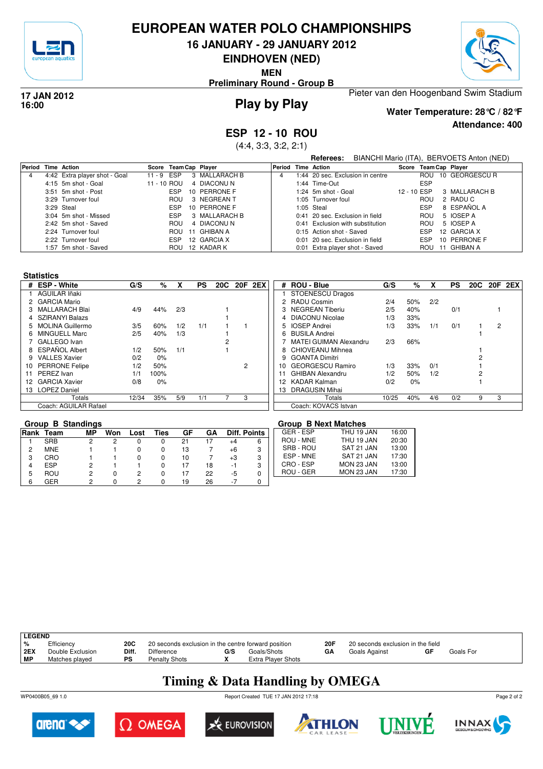# EUROPEAN WATER POLO CHAMPIONSHIPS

## 16 JANUARY - 29 JANUARY 2012

## EINDHOVEN (NED)

**MEN**

**Preliminary Round - Group B**

17 JAN 2012
16:00

## Play by Play

Pieter van den Hoogenband Swim Stadium

**Water Temperature: 28°C / 82°F**

**Attendance: 400**

### ESP 12 - 10 ROU

(4:4, 3:3, 3:2, 2:1)

**Referees:** BIANCHI Mario (ITA), BERVOETS Anton (NED)

| Period | Time | Action | Score | Team | Cap | Player |
|---|---|---|---|---|---|---|
| 4 | 4:42 | Extra player shot - Goal | 11 - 9 | ESP | 3 | MALLARACH B |
| | 4:15 | 5m shot - Goal | 11 - 10 | ROU | 4 | DIACONU N |
| | 3:51 | 5m shot - Post | | ESP | 10 | PERRONE F |
| | 3:29 | Turnover foul | | ROU | 3 | NEGREAN T |
| | 3:29 | Steal | | ESP | 10 | PERRONE F |
| | 3:04 | 5m shot - Missed | | ESP | 3 | MALLARACH B |
| | 2:42 | 5m shot - Saved | | ROU | 4 | DIACONU N |
| | 2:24 | Turnover foul | | ROU | 11 | GHIBAN A |
| | 2:22 | Turnover foul | | ESP | 12 | GARCIA X |
| | 1:57 | 5m shot - Saved | | ROU | 12 | KADAR K |
| 4 | 1:44 | 20 sec. Exclusion in centre | | ROU | 10 | GEORGESCU R |
| | 1:44 | Time-Out | | ESP | | |
| | 1:24 | 5m shot - Goal | 12 - 10 | ESP | 3 | MALLARACH B |
| | 1:05 | Turnover foul | | ROU | 2 | RADU C |
| | 1:05 | Steal | | ESP | 8 | ESPAÑOL A |
| | 0:41 | 20 sec. Exclusion in field | | ROU | 5 | IOSEP A |
| | 0:41 | Exclusion with substitution | | ROU | 5 | IOSEP A |
| | 0:15 | Action shot - Saved | | ESP | 12 | GARCIA X |
| | 0:01 | 20 sec. Exclusion in field | | ESP | 10 | PERRONE F |
| | 0:01 | Extra player shot - Saved | | ROU | 11 | GHIBAN A |

### Statistics

| # | ESP - White | G/S | % | X | PS | 20C | 20F | 2EX |
|---|---|---|---|---|---|---|---|---|
| 1 | AGUILAR Iñaki | | | | | | | |
| 2 | GARCIA Mario | | | | | | | |
| 3 | MALLARACH Blai | 4/9 | 44% | 2/3 | | | 1 | |
| 4 | SZIRANYI Balazs | | | | | | 1 | |
| 5 | MOLINA Guillermo | 3/5 | 60% | 1/2 | 1/1 | | 1 | 1 |
| 6 | MINGUELL Marc | 2/5 | 40% | 1/3 | | | 1 | |
| 7 | GALLEGO Ivan | | | | | | 2 | |
| 8 | ESPAÑOL Albert | 1/2 | 50% | 1/1 | | | 1 | |
| 9 | VALLES Xavier | 0/2 | 0% | | | | | |
| 10 | PERRONE Felipe | 1/2 | 50% | | | | | 2 |
| 11 | PEREZ Ivan | 1/1 | 100% | | | | | |
| 12 | GARCIA Xavier | 0/8 | 0% | | | | | |
| 13 | LOPEZ Daniel | | | | | | | |
| | Totals | 12/34 | 35% | 5/9 | 1/1 | | 7 | 3 |
| | Coach: AGUILAR Rafael | | | | | | | |

| # | ROU - Blue | G/S | % | X | PS | 20C | 20F | 2EX |
|---|---|---|---|---|---|---|---|---|
| 1 | STOENESCU Dragos | | | | | | | |
| 2 | RADU Cosmin | 2/4 | 50% | 2/2 | | | | |
| 3 | NEGREAN Tiberiu | 2/5 | 40% | | 0/1 | | | 1 |
| 4 | DIACONU Nicolae | 1/3 | 33% | | | | | |
| 5 | IOSEP Andrei | 1/3 | 33% | 1/1 | 0/1 | | 1 | 2 |
| 6 | BUSILA Andrei | | | | | | 1 | |
| 7 | MATEI GUIMAN Alexandru | 2/3 | 66% | | | | | |
| 8 | CHIOVEANU Mihnea | | | | | | 1 | |
| 9 | GOANTA Dimitri | | | | | | 2 | |
| 10 | GEORGESCU Ramiro | 1/3 | 33% | 0/1 | | | 1 | |
| 11 | GHIBAN Alexandru | 1/2 | 50% | 1/2 | | | 2 | |
| 12 | KADAR Kalman | 0/2 | 0% | | | | 1 | |
| 13 | DRAGUSIN Mihai | | | | | | | |
| | Totals | 10/25 | 40% | 4/6 | 0/2 | | 9 | 3 |
| | Coach: KOVACS Istvan | | | | | | | |

### Group B Standings

| Rank | Team | MP | Won | Lost | Ties | GF | GA | Diff. | Points |
|---|---|---|---|---|---|---|---|---|---|
| 1 | SRB | 2 | 2 | 0 | 0 | 21 | 17 | +4 | 6 |
| 2 | MNE | 1 | 1 | 0 | 0 | 13 | 7 | +6 | 3 |
| 3 | CRO | 1 | 1 | 0 | 0 | 10 | 7 | +3 | 3 |
| 4 | ESP | 2 | 1 | 1 | 0 | 17 | 18 | -1 | 3 |
| 5 | ROU | 2 | 0 | 2 | 0 | 17 | 22 | -5 | 0 |
| 6 | GER | 2 | 0 | 2 | 0 | 19 | 26 | -7 | 0 |

### Group B Next Matches

| Match | Date | Time |
|---|---|---|
| GER - ESP | THU 19 JAN | 16:00 |
| ROU - MNE | THU 19 JAN | 20:30 |
| SRB - ROU | SAT 21 JAN | 13:00 |
| ESP - MNE | SAT 21 JAN | 17:30 |
| CRO - ESP | MON 23 JAN | 13:00 |
| ROU - GER | MON 23 JAN | 17:30 |

**LEGEND**

| | | | | | | | |
|---|---|---|---|---|---|---|---|
| % | Efficiency | 20C | 20 seconds exclusion in the centre forward position | | | 20F | 20 seconds exclusion in the field |
| 2EX | Double Exclusion | Diff. | Difference | G/S | Goals/Shots | GA | Goals Against |
| MP | Matches played | PS | Penalty Shots | X | Extra Player Shots | GF | Goals For |

## Timing & Data Handling by OMEGA

WP0400B05_69 1.0 — Report Created TUE 17 JAN 2012 17:18